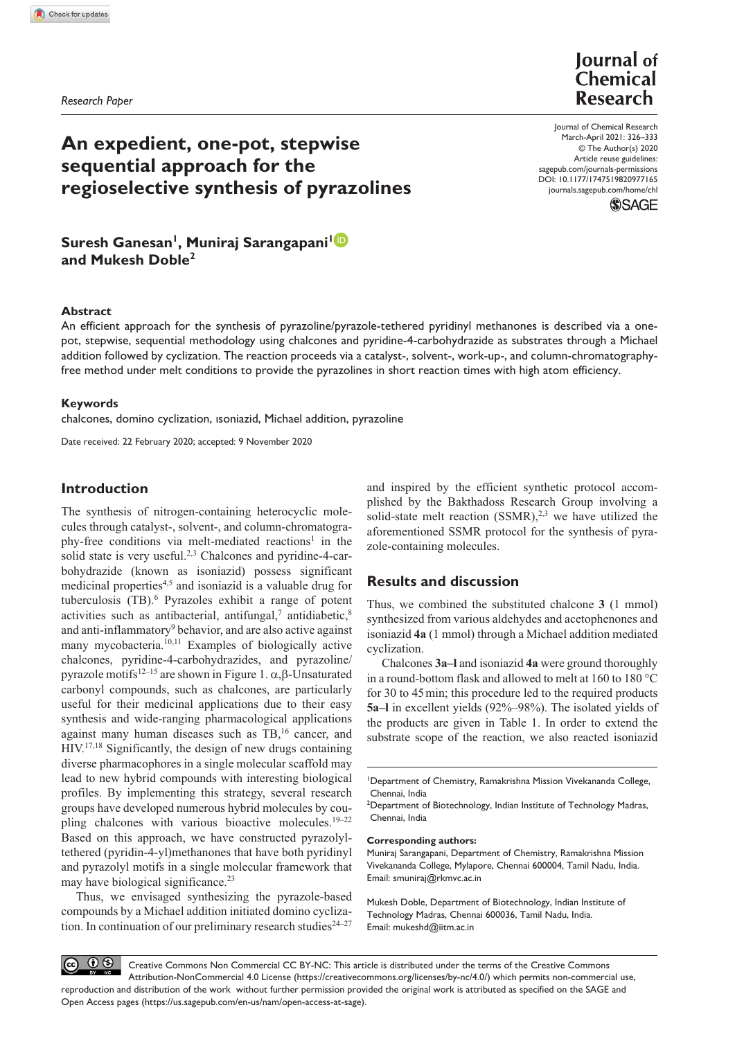Research Paper

# An expedient, one-pot, stepwise sequential approach for the regioselective synthesis of pyrazolines

**Suresh Ganesan[1], Muniraj Sarangapani[1] and Mukesh Doble[2]**

Journal of Chemical Research
March-April 2021: 326–333
© The Author(s) 2020
Article reuse guidelines: sagepub.com/journals-permissions
DOI: 10.1177/1747519820977165
journals.sagepub.com/home/chl

### Abstract

An efficient approach for the synthesis of pyrazoline/pyrazole-tethered pyridinyl methanones is described via a one-pot, stepwise, sequential methodology using chalcones and pyridine-4-carbohydrazide as substrates through a Michael addition followed by cyclization. The reaction proceeds via a catalyst-, solvent-, work-up-, and column-chromatography-free method under melt conditions to provide the pyrazolines in short reaction times with high atom efficiency.

### Keywords

chalcones, domino cyclization, ısoniazid, Michael addition, pyrazoline

Date received: 22 February 2020; accepted: 9 November 2020

## Introduction

The synthesis of nitrogen-containing heterocyclic molecules through catalyst-, solvent-, and column-chromatography-free conditions via melt-mediated reactions[1] in the solid state is very useful.[2,3] Chalcones and pyridine-4-carbohydrazide (known as isoniazid) possess significant medicinal properties[4,5] and isoniazid is a valuable drug for tuberculosis (TB).[6] Pyrazoles exhibit a range of potent activities such as antibacterial, antifungal,[7] antidiabetic,[8] and anti-inflammatory[9] behavior, and are also active against many mycobacteria.[10,11] Examples of biologically active chalcones, pyridine-4-carbohydrazides, and pyrazoline/pyrazole motifs[12–15] are shown in Figure 1. $\alpha,\beta$-Unsaturated carbonyl compounds, such as chalcones, are particularly useful for their medicinal applications due to their easy synthesis and wide-ranging pharmacological applications against many human diseases such as TB,[16] cancer, and HIV.[17,18] Significantly, the design of new drugs containing diverse pharmacophores in a single molecular scaffold may lead to new hybrid compounds with interesting biological profiles. By implementing this strategy, several research groups have developed numerous hybrid molecules by coupling chalcones with various bioactive molecules.[19–22] Based on this approach, we have constructed pyrazolyl-tethered (pyridin-4-yl)methanones that have both pyridinyl and pyrazolyl motifs in a single molecular framework that may have biological significance.[23]

Thus, we envisaged synthesizing the pyrazole-based compounds by a Michael addition initiated domino cyclization. In continuation of our preliminary research studies[24–27] and inspired by the efficient synthetic protocol accomplished by the Bakthadoss Research Group involving a solid-state melt reaction (SSMR),[2,3] we have utilized the aforementioned SSMR protocol for the synthesis of pyrazole-containing molecules.

## Results and discussion

Thus, we combined the substituted chalcone **3** (1 mmol) synthesized from various aldehydes and acetophenones and isoniazid **4a** (1 mmol) through a Michael addition mediated cyclization.

Chalcones **3a–l** and isoniazid **4a** were ground thoroughly in a round-bottom flask and allowed to melt at 160 to 180 °C for 30 to 45 min; this procedure led to the required products **5a–l** in excellent yields (92%–98%). The isolated yields of the products are given in Table 1. In order to extend the substrate scope of the reaction, we also reacted isoniazid

[1]Department of Chemistry, Ramakrishna Mission Vivekananda College, Chennai, India
[2]Department of Biotechnology, Indian Institute of Technology Madras, Chennai, India

**Corresponding authors:**
Muniraj Sarangapani, Department of Chemistry, Ramakrishna Mission Vivekananda College, Mylapore, Chennai 600004, Tamil Nadu, India.
Email: smuniraj@rkmvc.ac.in

Mukesh Doble, Department of Biotechnology, Indian Institute of Technology Madras, Chennai 600036, Tamil Nadu, India.
Email: mukeshd@iitm.ac.in

Creative Commons Non Commercial CC BY-NC: This article is distributed under the terms of the Creative Commons Attribution-NonCommercial 4.0 License (https://creativecommons.org/licenses/by-nc/4.0/) which permits non-commercial use, reproduction and distribution of the work without further permission provided the original work is attributed as specified on the SAGE and Open Access pages (https://us.sagepub.com/en-us/nam/open-access-at-sage).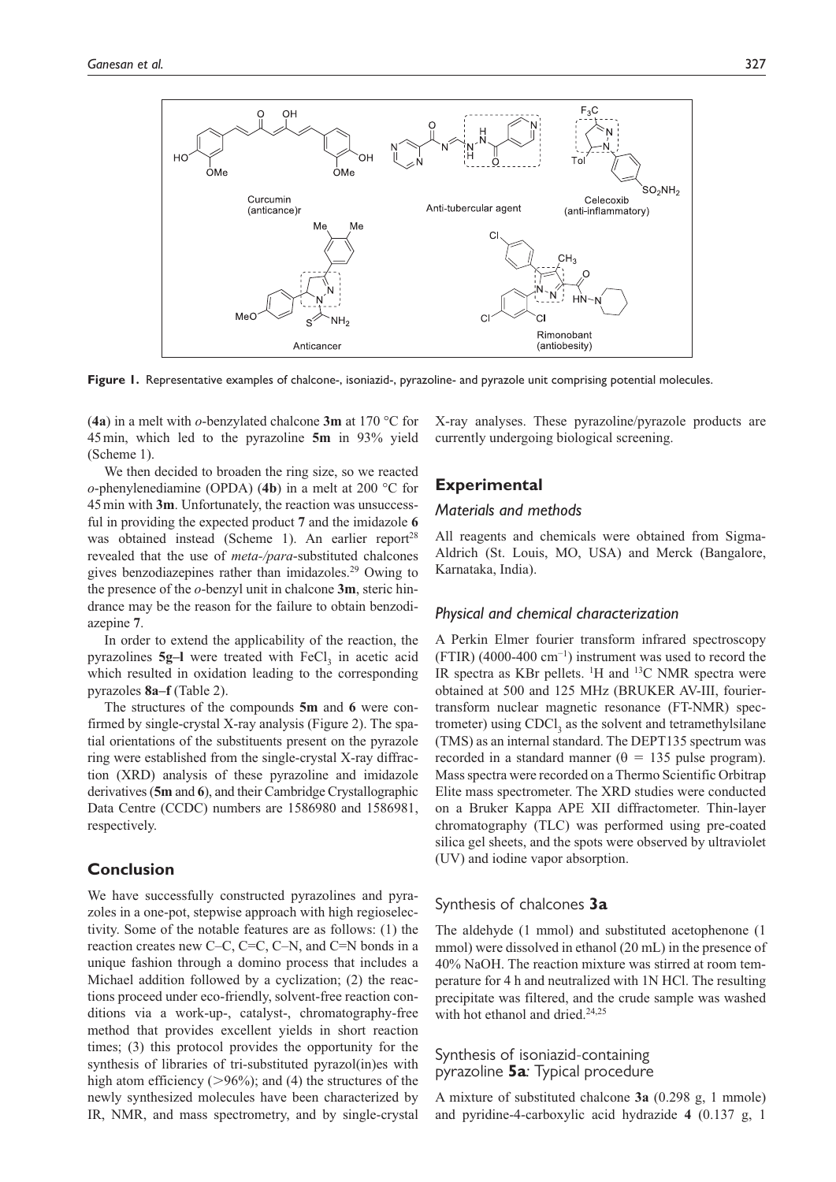**Figure 1.** Representative examples of chalcone-, isoniazid-, pyrazoline- and pyrazole unit comprising potential molecules.

(**4a**) in a melt with *o*-benzylated chalcone **3m** at 170 °C for 45 min, which led to the pyrazoline **5m** in 93% yield (Scheme 1).

We then decided to broaden the ring size, so we reacted *o*-phenylenediamine (OPDA) (**4b**) in a melt at 200 °C for 45 min with **3m**. Unfortunately, the reaction was unsuccessful in providing the expected product **7** and the imidazole **6** was obtained instead (Scheme 1). An earlier report[28] revealed that the use of *meta-/para*-substituted chalcones gives benzodiazepines rather than imidazoles.[29] Owing to the presence of the *o*-benzyl unit in chalcone **3m**, steric hindrance may be the reason for the failure to obtain benzodiazepine **7**.

In order to extend the applicability of the reaction, the pyrazolines **5g–l** were treated with $FeCl_3$ in acetic acid which resulted in oxidation leading to the corresponding pyrazoles **8a–f** (Table 2).

The structures of the compounds **5m** and **6** were confirmed by single-crystal X-ray analysis (Figure 2). The spatial orientations of the substituents present on the pyrazole ring were established from the single-crystal X-ray diffraction (XRD) analysis of these pyrazoline and imidazole derivatives (**5m** and **6**), and their Cambridge Crystallographic Data Centre (CCDC) numbers are 1586980 and 1586981, respectively.

## Conclusion

We have successfully constructed pyrazolines and pyrazoles in a one-pot, stepwise approach with high regioselectivity. Some of the notable features are as follows: (1) the reaction creates new C–C, C=C, C–N, and C=N bonds in a unique fashion through a domino process that includes a Michael addition followed by a cyclization; (2) the reactions proceed under eco-friendly, solvent-free reaction conditions via a work-up-, catalyst-, chromatography-free method that provides excellent yields in short reaction times; (3) this protocol provides the opportunity for the synthesis of libraries of tri-substituted pyrazol(in)es with high atom efficiency (>96%); and (4) the structures of the newly synthesized molecules have been characterized by IR, NMR, and mass spectrometry, and by single-crystal X-ray analyses. These pyrazoline/pyrazole products are currently undergoing biological screening.

## Experimental

### Materials and methods

All reagents and chemicals were obtained from Sigma-Aldrich (St. Louis, MO, USA) and Merck (Bangalore, Karnataka, India).

### Physical and chemical characterization

A Perkin Elmer fourier transform infrared spectroscopy (FTIR) (4000-400 $cm^{-1}$) instrument was used to record the IR spectra as KBr pellets. $^{1}H$ and $^{13}C$ NMR spectra were obtained at 500 and 125 MHz (BRUKER AV-III, fourier-transform nuclear magnetic resonance (FT-NMR) spectrometer) using $CDCl_3$ as the solvent and tetramethylsilane (TMS) as an internal standard. The DEPT135 spectrum was recorded in a standard manner ($\theta$ = 135 pulse program). Mass spectra were recorded on a Thermo Scientific Orbitrap Elite mass spectrometer. The XRD studies were conducted on a Bruker Kappa APE XII diffractometer. Thin-layer chromatography (TLC) was performed using pre-coated silica gel sheets, and the spots were observed by ultraviolet (UV) and iodine vapor absorption.

### Synthesis of chalcones **3a**

The aldehyde (1 mmol) and substituted acetophenone (1 mmol) were dissolved in ethanol (20 mL) in the presence of 40% NaOH. The reaction mixture was stirred at room temperature for 4 h and neutralized with 1N HCl. The resulting precipitate was filtered, and the crude sample was washed with hot ethanol and dried.[24,25]

### Synthesis of isoniazid-containing pyrazoline **5a**: Typical procedure

A mixture of substituted chalcone **3a** (0.298 g, 1 mmole) and pyridine-4-carboxylic acid hydrazide **4** (0.137 g, 1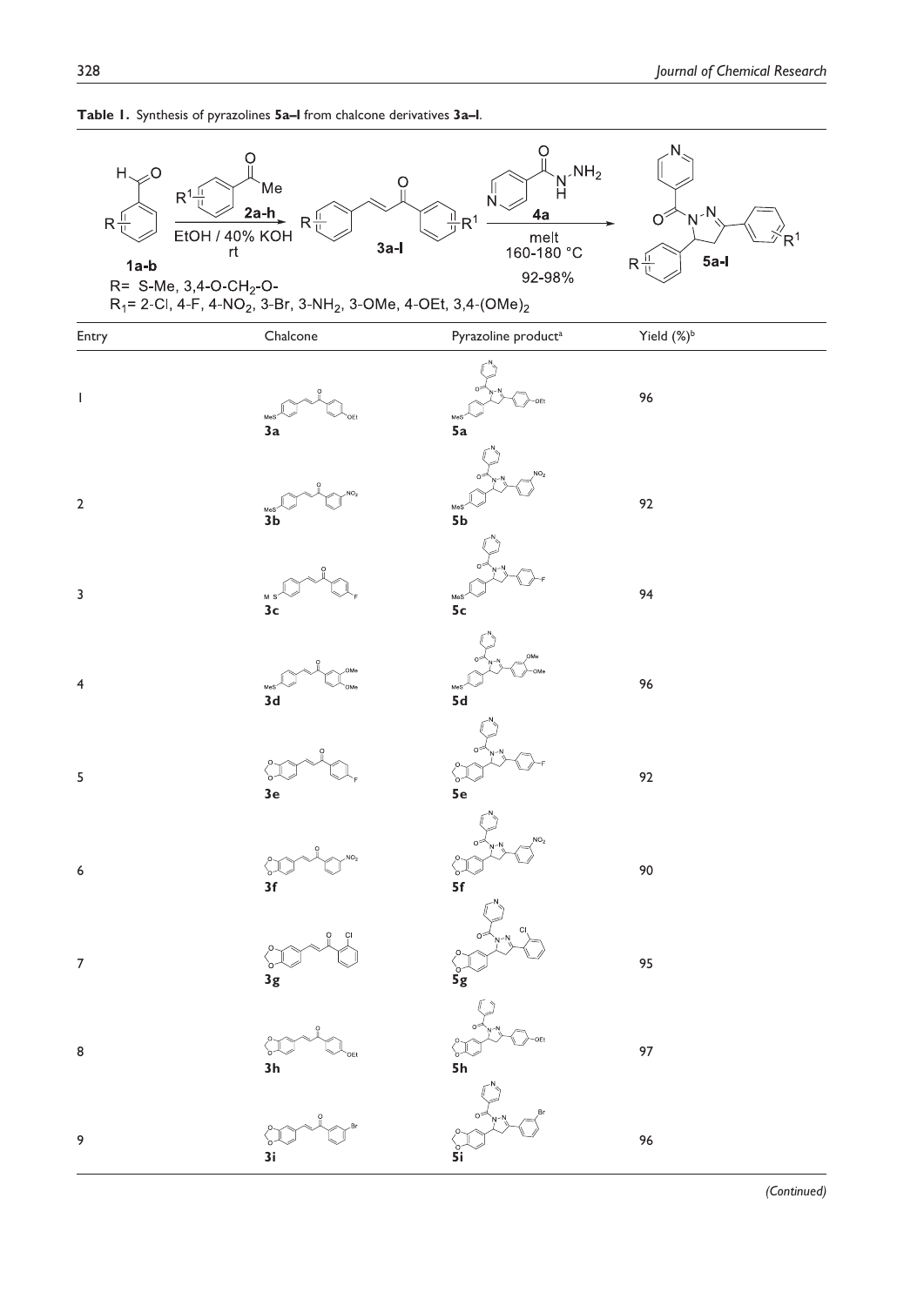**Table 1.** Synthesis of pyrazolines **5a–l** from chalcone derivatives **3a–l**.

R= S-Me, 3,4-O-$CH_2$-O-

$R_1$= 2-Cl, 4-F, 4-$NO_2$, 3-Br, 3-$NH_2$, 3-OMe, 4-OEt, 3,4-$(OMe)_2$

Reaction conditions: **1a-b** + **2a-h**, EtOH / 40% KOH, rt → **3a-l**; **3a-l** + **4a**, melt 160-180 °C, 92-98% → **5a-l**

| Entry | Chalcone | Pyrazoline product[a] | Yield (%)[b] |
|---|---|---|---|
| 1 | **3a** | **5a** | 96 |
| 2 | **3b** | **5b** | 92 |
| 3 | **3c** | **5c** | 94 |
| 4 | **3d** | **5d** | 96 |
| 5 | **3e** | **5e** | 92 |
| 6 | **3f** | **5f** | 90 |
| 7 | **3g** | **5g** | 95 |
| 8 | **3h** | **5h** | 97 |
| 9 | **3i** | **5i** | 96 |

*(Continued)*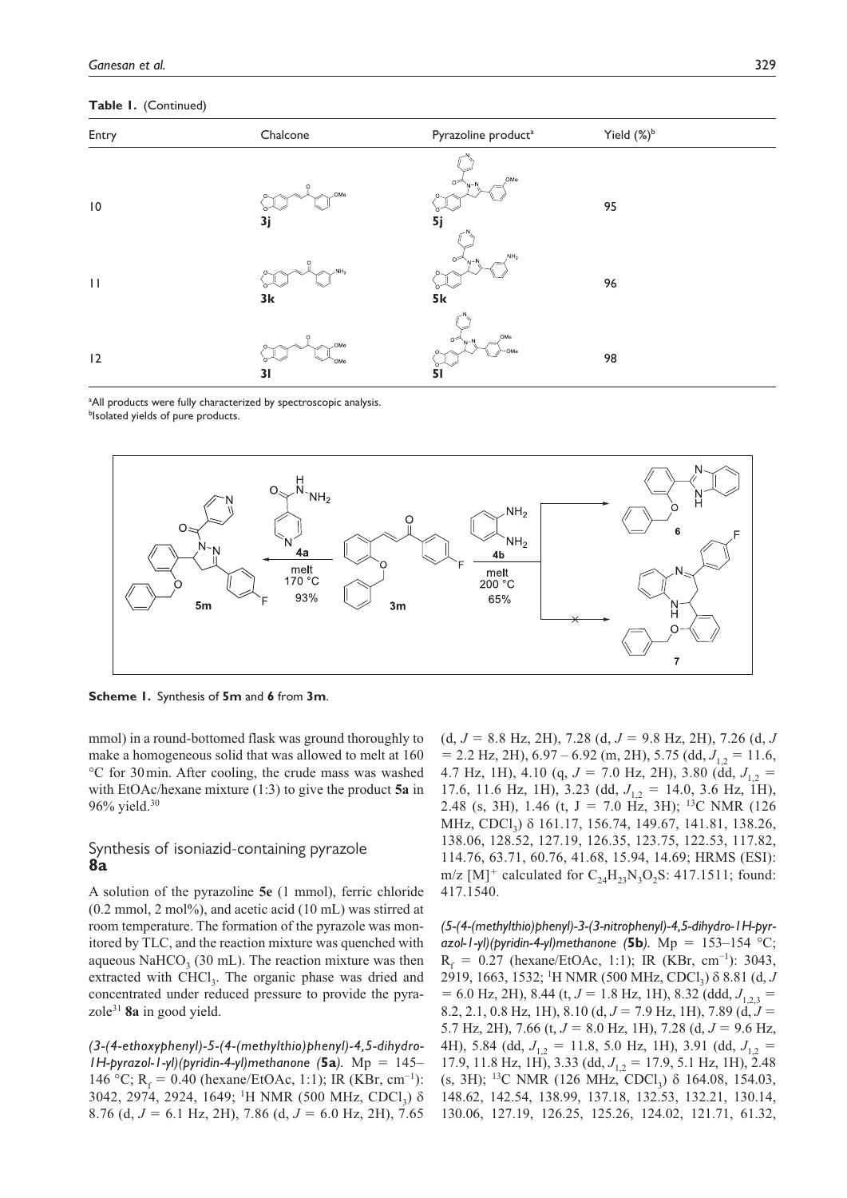**Table 1.** (Continued)

| Entry | Chalcone | Pyrazoline product[a] | Yield (%)[b] |
|---|---|---|---|
| 10 | 3j | 5j | 95 |
| 11 | 3k | 5k | 96 |
| 12 | 3l | 5l | 98 |

[a]All products were fully characterized by spectroscopic analysis.
[b]Isolated yields of pure products.

**Scheme 1.** Synthesis of **5m** and **6** from **3m**.

mmol) in a round-bottomed flask was ground thoroughly to make a homogeneous solid that was allowed to melt at 160 °C for 30 min. After cooling, the crude mass was washed with EtOAc/hexane mixture (1:3) to give the product **5a** in 96% yield.[30]

## Synthesis of isoniazid-containing pyrazole 8a

A solution of the pyrazoline **5e** (1 mmol), ferric chloride (0.2 mmol, 2 mol%), and acetic acid (10 mL) was stirred at room temperature. The formation of the pyrazole was monitored by TLC, and the reaction mixture was quenched with aqueous $NaHCO_3$ (30 mL). The reaction mixture was then extracted with $CHCl_3$. The organic phase was dried and concentrated under reduced pressure to provide the pyrazole[31] **8a** in good yield.

*(3-(4-ethoxyphenyl)-5-(4-(methylthio)phenyl)-4,5-dihydro-1H-pyrazol-1-yl)(pyridin-4-yl)methanone (**5a**).* Mp = 145–146 °C; $R_f$ = 0.40 (hexane/EtOAc, 1:1); IR (KBr, cm$^{-1}$): 3042, 2974, 2924, 1649; $^1$H NMR (500 MHz, $CDCl_3$) δ 8.76 (d, $J$ = 6.1 Hz, 2H), 7.86 (d, $J$ = 6.0 Hz, 2H), 7.65 (d, $J$ = 8.8 Hz, 2H), 7.28 (d, $J$ = 9.8 Hz, 2H), 7.26 (d, $J$ = 2.2 Hz, 2H), 6.97 – 6.92 (m, 2H), 5.75 (dd, $J_{1,2}$ = 11.6, 4.7 Hz, 1H), 4.10 (q, $J$ = 7.0 Hz, 2H), 3.80 (dd, $J_{1,2}$ = 17.6, 11.6 Hz, 1H), 3.23 (dd, $J_{1,2}$ = 14.0, 3.6 Hz, 1H), 2.48 (s, 3H), 1.46 (t, J = 7.0 Hz, 3H); $^{13}$C NMR (126 MHz, $CDCl_3$) δ 161.17, 156.74, 149.67, 141.81, 138.26, 138.06, 128.52, 127.19, 126.35, 123.75, 122.53, 117.82, 114.76, 63.71, 60.76, 41.68, 15.94, 14.69; HRMS (ESI): m/z [M]$^+$ calculated for $C_{24}H_{23}N_3O_2S$: 417.1511; found: 417.1540.

*(5-(4-(methylthio)phenyl)-3-(3-nitrophenyl)-4,5-dihydro-1H-pyrazol-1-yl)(pyridin-4-yl)methanone (**5b**).* Mp = 153–154 °C; $R_f$ = 0.27 (hexane/EtOAc, 1:1); IR (KBr, cm$^{-1}$): 3043, 2919, 1663, 1532; $^1$H NMR (500 MHz, $CDCl_3$) δ 8.81 (d, $J$ = 6.0 Hz, 2H), 8.44 (t, $J$ = 1.8 Hz, 1H), 8.32 (ddd, $J_{1,2,3}$ = 8.2, 2.1, 0.8 Hz, 1H), 8.10 (d, $J$ = 7.9 Hz, 1H), 7.89 (d, $J$ = 5.7 Hz, 2H), 7.66 (t, $J$ = 8.0 Hz, 1H), 7.28 (d, $J$ = 9.6 Hz, 4H), 5.84 (dd, $J_{1,2}$ = 11.8, 5.0 Hz, 1H), 3.91 (dd, $J_{1,2}$ = 17.9, 11.8 Hz, 1H), 3.33 (dd, $J_{1,2}$ = 17.9, 5.1 Hz, 1H), 2.48 (s, 3H); $^{13}$C NMR (126 MHz, $CDCl_3$) δ 164.08, 154.03, 148.62, 142.54, 138.99, 137.18, 132.53, 132.21, 130.14, 130.06, 127.19, 126.25, 125.26, 124.02, 121.71, 61.32,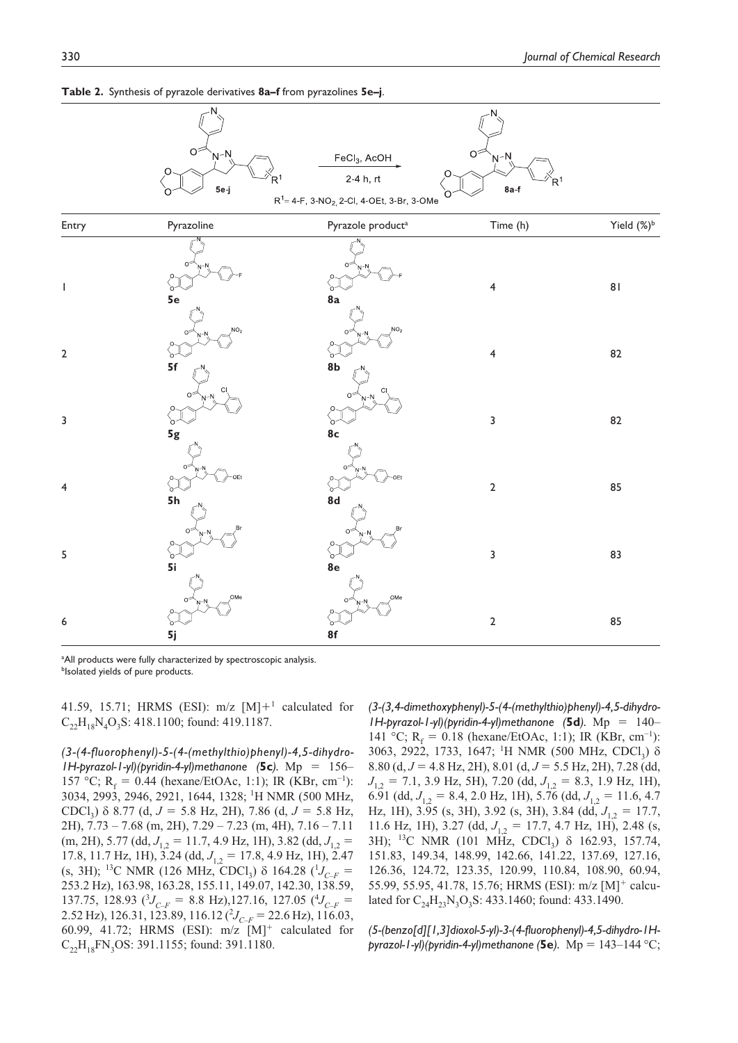**Table 2.** Synthesis of pyrazole derivatives **8a–f** from pyrazolines **5e–j**.

FeCl$_3$, AcOH, 2-4 h, rt

R$^1$= 4-F, 3-NO$_2$, 2-Cl, 4-OEt, 3-Br, 3-OMe

| Entry | Pyrazoline | Pyrazole product[a] | Time (h) | Yield (%)[b] |
|---|---|---|---|---|
| 1 | **5e** | **8a** | 4 | 81 |
| 2 | **5f** | **8b** | 4 | 82 |
| 3 | **5g** | **8c** | 3 | 82 |
| 4 | **5h** | **8d** | 2 | 85 |
| 5 | **5i** | **8e** | 3 | 83 |
| 6 | **5j** | **8f** | 2 | 85 |

[a]All products were fully characterized by spectroscopic analysis.
[b]Isolated yields of pure products.

41.59, 15.71; HRMS (ESI): m/z $[M]+^1$ calculated for $C_{22}H_{18}N_4O_3S$: 418.1100; found: 419.1187.

*(3-(4-fluorophenyl)-5-(4-(methylthio)phenyl)-4,5-dihydro-1H-pyrazol-1-yl)(pyridin-4-yl)methanone (**5c**).* Mp = 156–157 °C; $R_f$ = 0.44 (hexane/EtOAc, 1:1); IR (KBr, cm$^{-1}$): 3034, 2993, 2946, 2921, 1644, 1328; $^1$H NMR (500 MHz, CDCl$_3$) δ 8.77 (d, $J$ = 5.8 Hz, 2H), 7.86 (d, $J$ = 5.8 Hz, 2H), 7.73 – 7.68 (m, 2H), 7.29 – 7.23 (m, 4H), 7.16 – 7.11 (m, 2H), 5.77 (dd, $J_{1,2}$ = 11.7, 4.9 Hz, 1H), 3.82 (dd, $J_{1,2}$ = 17.8, 11.7 Hz, 1H), 3.24 (dd, $J_{1,2}$ = 17.8, 4.9 Hz, 1H), 2.47 (s, 3H); $^{13}$C NMR (126 MHz, CDCl$_3$) δ 164.28 ($^1J_{C-F}$ = 253.2 Hz), 163.98, 163.28, 155.11, 149.07, 142.30, 138.59, 137.75, 128.93 ($^3J_{C-F}$ = 8.8 Hz),127.16, 127.05 ($^4J_{C-F}$ = 2.52 Hz), 126.31, 123.89, 116.12 ($^2J_{C-F}$ = 22.6 Hz), 116.03, 60.99, 41.72; HRMS (ESI): m/z $[M]^+$ calculated for $C_{22}H_{18}FN_3OS$: 391.1155; found: 391.1180.

*(3-(3,4-dimethoxyphenyl)-5-(4-(methylthio)phenyl)-4,5-dihydro-1H-pyrazol-1-yl)(pyridin-4-yl)methanone (**5d**).* Mp = 140–141 °C; $R_f$ = 0.18 (hexane/EtOAc, 1:1); IR (KBr, cm$^{-1}$): 3063, 2922, 1733, 1647; $^1$H NMR (500 MHz, CDCl$_3$) δ 8.80 (d, $J$ = 4.8 Hz, 2H), 8.01 (d, $J$ = 5.5 Hz, 2H), 7.28 (dd, $J_{1,2}$ = 7.1, 3.9 Hz, 5H), 7.20 (dd, $J_{1,2}$ = 8.3, 1.9 Hz, 1H), 6.91 (dd, $J_{1,2}$ = 8.4, 2.0 Hz, 1H), 5.76 (dd, $J_{1,2}$ = 11.6, 4.7 Hz, 1H), 3.95 (s, 3H), 3.92 (s, 3H), 3.84 (dd, $J_{1,2}$ = 17.7, 11.6 Hz, 1H), 3.27 (dd, $J_{1,2}$ = 17.7, 4.7 Hz, 1H), 2.48 (s, 3H); $^{13}$C NMR (101 MHz, CDCl$_3$) δ 162.93, 157.74, 151.83, 149.34, 148.99, 142.66, 141.22, 137.69, 127.16, 126.36, 124.72, 123.35, 120.99, 110.84, 108.90, 60.94, 55.99, 55.95, 41.78, 15.76; HRMS (ESI): m/z $[M]^+$ calculated for $C_{24}H_{23}N_3O_3S$: 433.1460; found: 433.1490.

*(5-(benzo[d][1,3]dioxol-5-yl)-3-(4-fluorophenyl)-4,5-dihydro-1H-pyrazol-1-yl)(pyridin-4-yl)methanone (**5e**).* Mp = 143–144 °C;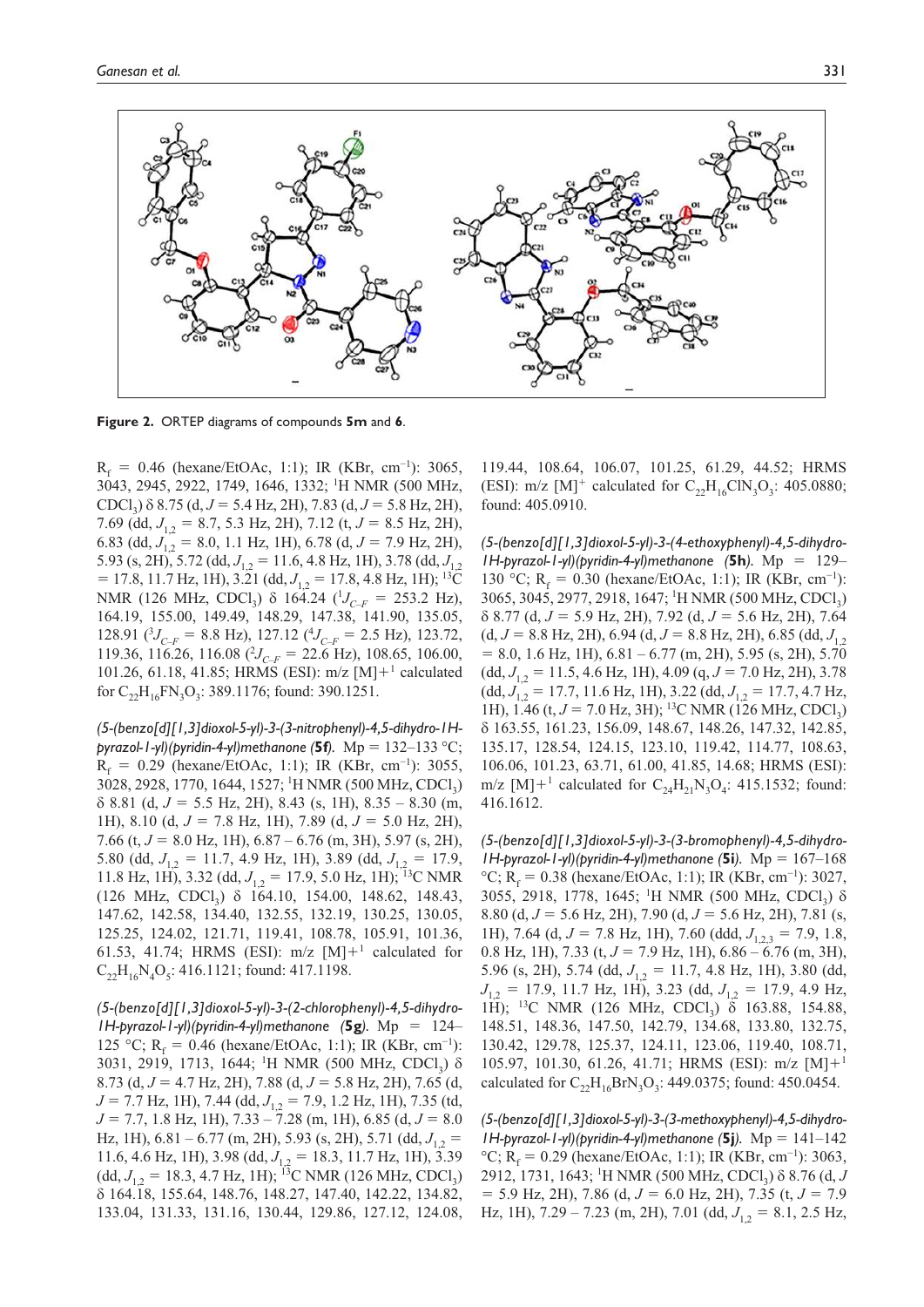Figure 2. ORTEP diagrams of compounds **5m** and **6**.

$R_f$ = 0.46 (hexane/EtOAc, 1:1); IR (KBr, cm$^{-1}$): 3065, 3043, 2945, 2922, 1749, 1646, 1332; $^1$H NMR (500 MHz, $CDCl_3$) δ 8.75 (d, $J$ = 5.4 Hz, 2H), 7.83 (d, $J$ = 5.8 Hz, 2H), 7.69 (dd, $J_{1,2}$ = 8.7, 5.3 Hz, 2H), 7.12 (t, $J$ = 8.5 Hz, 2H), 6.83 (dd, $J_{1,2}$ = 8.0, 1.1 Hz, 1H), 6.78 (d, $J$ = 7.9 Hz, 2H), 5.93 (s, 2H), 5.72 (dd, $J_{1,2}$ = 11.6, 4.8 Hz, 1H), 3.78 (dd, $J_{1,2}$ = 17.8, 11.7 Hz, 1H), 3.21 (dd, $J_{1,2}$ = 17.8, 4.8 Hz, 1H); $^{13}$C NMR (126 MHz, $CDCl_3$) δ 164.24 ($^1J_{C-F}$ = 253.2 Hz), 164.19, 155.00, 149.49, 148.29, 147.38, 141.90, 135.05, 128.91 ($^3J_{C-F}$ = 8.8 Hz), 127.12 ($^4J_{C-F}$ = 2.5 Hz), 123.72, 119.36, 116.26, 116.08 ($^2J_{C-F}$ = 22.6 Hz), 108.65, 106.00, 101.26, 61.18, 41.85; HRMS (ESI): m/z [M]+$^1$ calculated for $C_{22}H_{16}FN_3O_3$: 389.1176; found: 390.1251.

*(5-(benzo[d][1,3]dioxol-5-yl)-3-(3-nitrophenyl)-4,5-dihydro-1H-pyrazol-1-yl)(pyridin-4-yl)methanone (**5f**)*. Mp = 132–133 °C; $R_f$ = 0.29 (hexane/EtOAc, 1:1); IR (KBr, cm$^{-1}$): 3055, 3028, 2928, 1770, 1644, 1527; $^1$H NMR (500 MHz, $CDCl_3$) δ 8.81 (d, $J$ = 5.5 Hz, 2H), 8.43 (s, 1H), 8.35 – 8.30 (m, 1H), 8.10 (d, $J$ = 7.8 Hz, 1H), 7.89 (d, $J$ = 5.0 Hz, 2H), 7.66 (t, $J$ = 8.0 Hz, 1H), 6.87 – 6.76 (m, 3H), 5.97 (s, 2H), 5.80 (dd, $J_{1,2}$ = 11.7, 4.9 Hz, 1H), 3.89 (dd, $J_{1,2}$ = 17.9, 11.8 Hz, 1H), 3.32 (dd, $J_{1,2}$ = 17.9, 5.0 Hz, 1H); $^{13}$C NMR (126 MHz, $CDCl_3$) δ 164.10, 154.00, 148.62, 148.43, 147.62, 142.58, 134.40, 132.55, 132.19, 130.25, 130.05, 125.25, 124.02, 121.71, 119.41, 108.78, 105.91, 101.36, 61.53, 41.74; HRMS (ESI): m/z [M]+$^1$ calculated for $C_{22}H_{16}N_4O_5$: 416.1121; found: 417.1198.

*(5-(benzo[d][1,3]dioxol-5-yl)-3-(2-chlorophenyl)-4,5-dihydro-1H-pyrazol-1-yl)(pyridin-4-yl)methanone (**5g**)*. Mp = 124–125 °C; $R_f$ = 0.46 (hexane/EtOAc, 1:1); IR (KBr, cm$^{-1}$): 3031, 2919, 1713, 1644; $^1$H NMR (500 MHz, $CDCl_3$) δ 8.73 (d, $J$ = 4.7 Hz, 2H), 7.88 (d, $J$ = 5.8 Hz, 2H), 7.65 (d, $J$ = 7.7 Hz, 1H), 7.44 (dd, $J_{1,2}$ = 7.9, 1.2 Hz, 1H), 7.35 (td, $J$ = 7.7, 1.8 Hz, 1H), 7.33 – 7.28 (m, 1H), 6.85 (d, $J$ = 8.0 Hz, 1H), 6.81 – 6.77 (m, 2H), 5.93 (s, 2H), 5.71 (dd, $J_{1,2}$ = 11.6, 4.6 Hz, 1H), 3.98 (dd, $J_{1,2}$ = 18.3, 11.7 Hz, 1H), 3.39 (dd, $J_{1,2}$ = 18.3, 4.7 Hz, 1H); $^{13}$C NMR (126 MHz, $CDCl_3$) δ 164.18, 155.64, 148.76, 148.27, 147.40, 142.22, 134.82, 133.04, 131.33, 131.16, 130.44, 129.86, 127.12, 124.08, 119.44, 108.64, 106.07, 101.25, 61.29, 44.52; HRMS (ESI): m/z [M]$^+$ calculated for $C_{22}H_{16}ClN_3O_3$: 405.0880; found: 405.0910.

*(5-(benzo[d][1,3]dioxol-5-yl)-3-(4-ethoxyphenyl)-4,5-dihydro-1H-pyrazol-1-yl)(pyridin-4-yl)methanone (**5h**)*. Mp = 129–130 °C; $R_f$ = 0.30 (hexane/EtOAc, 1:1); IR (KBr, cm$^{-1}$): 3065, 3045, 2977, 2918, 1647; $^1$H NMR (500 MHz, $CDCl_3$) δ 8.77 (d, $J$ = 5.9 Hz, 2H), 7.92 (d, $J$ = 5.6 Hz, 2H), 7.64 (d, $J$ = 8.8 Hz, 2H), 6.94 (d, $J$ = 8.8 Hz, 2H), 6.85 (dd, $J_{1,2}$ = 8.0, 1.6 Hz, 1H), 6.81 – 6.77 (m, 2H), 5.95 (s, 2H), 5.70 (dd, $J_{1,2}$ = 11.5, 4.6 Hz, 1H), 4.09 (q, $J$ = 7.0 Hz, 2H), 3.78 (dd, $J_{1,2}$ = 17.7, 11.6 Hz, 1H), 3.22 (dd, $J_{1,2}$ = 17.7, 4.7 Hz, 1H), 1.46 (t, $J$ = 7.0 Hz, 3H); $^{13}$C NMR (126 MHz, $CDCl_3$) δ 163.55, 161.23, 156.09, 148.67, 148.26, 147.32, 142.85, 135.17, 128.54, 124.15, 123.10, 119.42, 114.77, 108.63, 106.06, 101.23, 63.71, 61.00, 41.85, 14.68; HRMS (ESI): m/z [M]+$^1$ calculated for $C_{24}H_{21}N_3O_4$: 415.1532; found: 416.1612.

*(5-(benzo[d][1,3]dioxol-5-yl)-3-(3-bromophenyl)-4,5-dihydro-1H-pyrazol-1-yl)(pyridin-4-yl)methanone (**5i**)*. Mp = 167–168 °C; $R_f$ = 0.38 (hexane/EtOAc, 1:1); IR (KBr, cm$^{-1}$): 3027, 3055, 2918, 1778, 1645; $^1$H NMR (500 MHz, $CDCl_3$) δ 8.80 (d, $J$ = 5.6 Hz, 2H), 7.90 (d, $J$ = 5.6 Hz, 2H), 7.81 (s, 1H), 7.64 (d, $J$ = 7.8 Hz, 1H), 7.60 (ddd, $J_{1,2,3}$ = 7.9, 1.8, 0.8 Hz, 1H), 7.33 (t, $J$ = 7.9 Hz, 1H), 6.86 – 6.76 (m, 3H), 5.96 (s, 2H), 5.74 (dd, $J_{1,2}$ = 11.7, 4.8 Hz, 1H), 3.80 (dd, $J_{1,2}$ = 17.9, 11.7 Hz, 1H), 3.23 (dd, $J_{1,2}$ = 17.9, 4.9 Hz, 1H); $^{13}$C NMR (126 MHz, $CDCl_3$) δ 163.88, 154.88, 148.51, 148.36, 147.50, 142.79, 134.68, 133.80, 132.75, 130.42, 129.78, 125.37, 124.11, 123.06, 119.40, 108.71, 105.97, 101.30, 61.26, 41.71; HRMS (ESI): m/z [M]+$^1$ calculated for $C_{22}H_{16}BrN_3O_3$: 449.0375; found: 450.0454.

*(5-(benzo[d][1,3]dioxol-5-yl)-3-(3-methoxyphenyl)-4,5-dihydro-1H-pyrazol-1-yl)(pyridin-4-yl)methanone (**5j**)*. Mp = 141–142 °C; $R_f$ = 0.29 (hexane/EtOAc, 1:1); IR (KBr, cm$^{-1}$): 3063, 2912, 1731, 1643; $^1$H NMR (500 MHz, $CDCl_3$) δ 8.76 (d, $J$ = 5.9 Hz, 2H), 7.86 (d, $J$ = 6.0 Hz, 2H), 7.35 (t, $J$ = 7.9 Hz, 1H), 7.29 – 7.23 (m, 2H), 7.01 (dd, $J_{1,2}$ = 8.1, 2.5 Hz,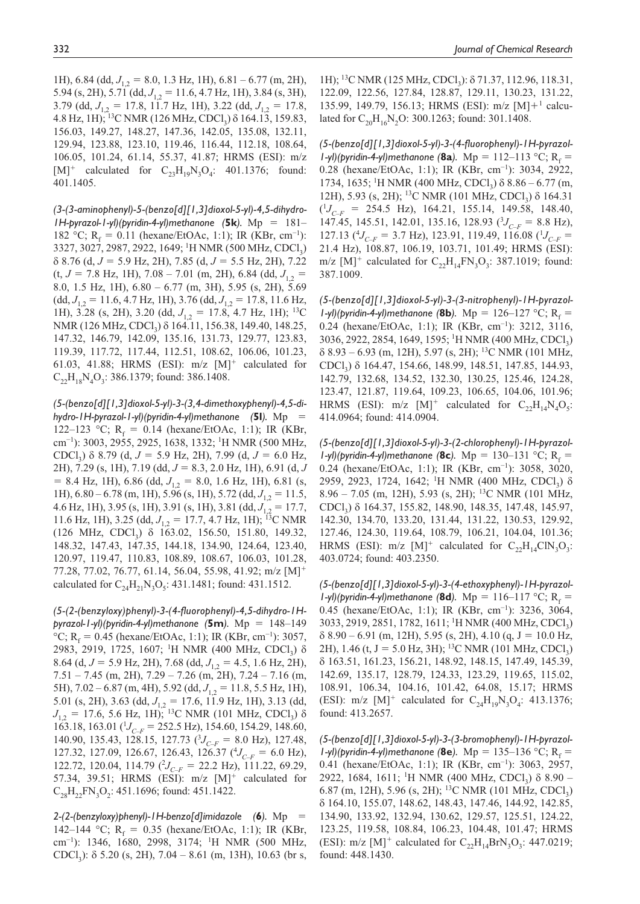1H), 6.84 (dd, $J_{1,2}$ = 8.0, 1.3 Hz, 1H), 6.81 – 6.77 (m, 2H), 5.94 (s, 2H), 5.71 (dd, $J_{1,2}$ = 11.6, 4.7 Hz, 1H), 3.84 (s, 3H), 3.79 (dd, $J_{1,2}$ = 17.8, 11.7 Hz, 1H), 3.22 (dd, $J_{1,2}$ = 17.8, 4.8 Hz, 1H); $^{13}$C NMR (126 MHz, $CDCl_3$) δ 164.13, 159.83, 156.03, 149.27, 148.27, 147.36, 142.05, 135.08, 132.11, 129.94, 123.88, 123.10, 119.46, 116.44, 112.18, 108.64, 106.05, 101.24, 61.14, 55.37, 41.87; HRMS (ESI): m/z $[M]^+$ calculated for $C_{23}H_{19}N_3O_4$: 401.1376; found: 401.1405.

*(3-(3-aminophenyl)-5-(benzo[d][1,3]dioxol-5-yl)-4,5-dihydro-1H-pyrazol-1-yl)(pyridin-4-yl)methanone (**5k**).* Mp = 181–182 °C; $R_f$ = 0.11 (hexane/EtOAc, 1:1); IR (KBr, cm$^{-1}$): 3327, 3027, 2987, 2922, 1649; $^1$H NMR (500 MHz, $CDCl_3$) δ 8.76 (d, J = 5.9 Hz, 2H), 7.85 (d, J = 5.5 Hz, 2H), 7.22 (t, J = 7.8 Hz, 1H), 7.08 – 7.01 (m, 2H), 6.84 (dd, $J_{1,2}$ = 8.0, 1.5 Hz, 1H), 6.80 – 6.77 (m, 3H), 5.95 (s, 2H), 5.69 (dd, $J_{1,2}$ = 11.6, 4.7 Hz, 1H), 3.76 (dd, $J_{1,2}$ = 17.8, 11.6 Hz, 1H), 3.28 (s, 2H), 3.20 (dd, $J_{1,2}$ = 17.8, 4.7 Hz, 1H); $^{13}$C NMR (126 MHz, $CDCl_3$) δ 164.11, 156.38, 149.40, 148.25, 147.32, 146.79, 142.09, 135.16, 131.73, 129.77, 123.83, 119.39, 117.72, 117.44, 112.51, 108.62, 106.06, 101.23, 61.03, 41.88; HRMS (ESI): m/z $[M]^+$ calculated for $C_{22}H_{18}N_4O_3$: 386.1379; found: 386.1408.

*(5-(benzo[d][1,3]dioxol-5-yl)-3-(3,4-dimethoxyphenyl)-4,5-dihydro-1H-pyrazol-1-yl)(pyridin-4-yl)methanone (**5l**).* Mp = 122–123 °C; $R_f$ = 0.14 (hexane/EtOAc, 1:1); IR (KBr, cm$^{-1}$): 3003, 2955, 2925, 1638, 1332; $^1$H NMR (500 MHz, $CDCl_3$) δ 8.79 (d, J = 5.9 Hz, 2H), 7.99 (d, J = 6.0 Hz, 2H), 7.29 (s, 1H), 7.19 (dd, J = 8.3, 2.0 Hz, 1H), 6.91 (d, J = 8.4 Hz, 1H), 6.86 (dd, $J_{1,2}$ = 8.0, 1.6 Hz, 1H), 6.81 (s, 1H), 6.80 – 6.78 (m, 1H), 5.96 (s, 1H), 5.72 (dd, $J_{1,2}$ = 11.5, 4.6 Hz, 1H), 3.95 (s, 1H), 3.91 (s, 1H), 3.81 (dd, $J_{1,2}$ = 17.7, 11.6 Hz, 1H), 3.25 (dd, $J_{1,2}$ = 17.7, 4.7 Hz, 1H); $^{13}$C NMR (126 MHz, $CDCl_3$) δ 163.02, 156.50, 151.80, 149.32, 148.32, 147.43, 147.35, 144.18, 134.90, 124.64, 123.40, 120.97, 119.47, 110.83, 108.89, 108.67, 106.03, 101.28, 77.28, 77.02, 76.77, 61.14, 56.04, 55.98, 41.92; m/z $[M]^+$ calculated for $C_{24}H_{21}N_3O_5$: 431.1481; found: 431.1512.

*(5-(2-(benzyloxy)phenyl)-3-(4-fluorophenyl)-4,5-dihydro-1H-pyrazol-1-yl)(pyridin-4-yl)methanone (**5m**).* Mp = 148–149 °C; $R_f$ = 0.45 (hexane/EtOAc, 1:1); IR (KBr, cm$^{-1}$): 3057, 2983, 2919, 1725, 1607; $^1$H NMR (400 MHz, $CDCl_3$) δ 8.64 (d, J = 5.9 Hz, 2H), 7.68 (dd, $J_{1,2}$ = 4.5, 1.6 Hz, 2H), 7.51 – 7.45 (m, 2H), 7.29 – 7.26 (m, 2H), 7.24 – 7.16 (m, 5H), 7.02 – 6.87 (m, 4H), 5.92 (dd, $J_{1,2}$ = 11.8, 5.5 Hz, 1H), 5.01 (s, 2H), 3.63 (dd, $J_{1,2}$ = 17.6, 11.9 Hz, 1H), 3.13 (dd, $J_{1,2}$ = 17.6, 5.6 Hz, 1H); $^{13}$C NMR (101 MHz, $CDCl_3$) δ 163.18, 163.01 ($^1J_{C-F}$ = 252.5 Hz), 154.60, 154.29, 148.60, 140.90, 135.43, 128.15, 127.73 ($^3J_{C-F}$ = 8.0 Hz), 127.48, 127.32, 127.09, 126.67, 126.43, 126.37 ($^4J_{C-F}$ = 6.0 Hz), 122.72, 120.04, 114.79 ($^2J_{C-F}$ = 22.2 Hz), 111.22, 69.29, 57.34, 39.51; HRMS (ESI): m/z $[M]^+$ calculated for $C_{28}H_{22}FN_3O_2$: 451.1696; found: 451.1422.

*2-(2-(benzyloxy)phenyl)-1H-benzo[d]imidazole (**6**).* Mp = 142–144 °C; $R_f$ = 0.35 (hexane/EtOAc, 1:1); IR (KBr, cm$^{-1}$): 1346, 1680, 2998, 3174; $^1$H NMR (500 MHz, $CDCl_3$): δ 5.20 (s, 2H), 7.04 – 8.61 (m, 13H), 10.63 (br s, 1H); $^{13}$C NMR (125 MHz, $CDCl_3$): δ 71.37, 112.96, 118.31, 122.09, 122.56, 127.84, 128.87, 129.11, 130.23, 131.22, 135.99, 149.79, 156.13; HRMS (ESI): m/z $[M]^{+1}$ calculated for $C_{20}H_{16}N_2O$: 300.1263; found: 301.1408.

*(5-(benzo[d][1,3]dioxol-5-yl)-3-(4-fluorophenyl)-1H-pyrazol-1-yl)(pyridin-4-yl)methanone (**8a**).* Mp = 112–113 °C; $R_f$ = 0.28 (hexane/EtOAc, 1:1); IR (KBr, cm$^{-1}$): 3034, 2922, 1734, 1635; $^1$H NMR (400 MHz, $CDCl_3$) δ 8.86 – 6.77 (m, 12H), 5.93 (s, 2H); $^{13}$C NMR (101 MHz, $CDCl_3$) δ 164.31 ($^1J_{C-F}$ = 254.5 Hz), 164.21, 155.14, 149.58, 148.40, 147.45, 145.51, 142.01, 135.16, 128.93 ($^3J_{C-F}$ = 8.8 Hz), 127.13 ($^4J_{C-F}$ = 3.7 Hz), 123.91, 119.49, 116.08 ($^1J_{C-F}$ = 21.4 Hz), 108.87, 106.19, 103.71, 101.49; HRMS (ESI): m/z $[M]^+$ calculated for $C_{22}H_{14}FN_3O_3$: 387.1019; found: 387.1009.

*(5-(benzo[d][1,3]dioxol-5-yl)-3-(3-nitrophenyl)-1H-pyrazol-1-yl)(pyridin-4-yl)methanone (**8b**).* Mp = 126–127 °C; $R_f$ = 0.24 (hexane/EtOAc, 1:1); IR (KBr, cm$^{-1}$): 3212, 3116, 3036, 2922, 2854, 1649, 1595; $^1$H NMR (400 MHz, $CDCl_3$) δ 8.93 – 6.93 (m, 12H), 5.97 (s, 2H); $^{13}$C NMR (101 MHz, $CDCl_3$) δ 164.47, 154.66, 148.99, 148.51, 147.85, 144.93, 142.79, 132.68, 134.52, 132.30, 130.25, 125.46, 124.28, 123.47, 121.87, 119.64, 109.23, 106.65, 104.06, 101.96; HRMS (ESI): m/z $[M]^+$ calculated for $C_{22}H_{14}N_4O_5$: 414.0964; found: 414.0904.

*(5-(benzo[d][1,3]dioxol-5-yl)-3-(2-chlorophenyl)-1H-pyrazol-1-yl)(pyridin-4-yl)methanone (**8c**).* Mp = 130–131 °C; $R_f$ = 0.24 (hexane/EtOAc, 1:1); IR (KBr, cm$^{-1}$): 3058, 3020, 2959, 2923, 1724, 1642; $^1$H NMR (400 MHz, $CDCl_3$) δ 8.96 – 7.05 (m, 12H), 5.93 (s, 2H); $^{13}$C NMR (101 MHz, $CDCl_3$) δ 164.37, 155.82, 148.90, 148.35, 147.48, 145.97, 142.30, 134.70, 133.20, 131.44, 131.22, 130.53, 129.92, 127.46, 124.30, 119.64, 108.79, 106.21, 104.04, 101.36; HRMS (ESI): m/z $[M]^+$ calculated for $C_{22}H_{14}ClN_3O_3$: 403.0724; found: 403.2350.

*(5-(benzo[d][1,3]dioxol-5-yl)-3-(4-ethoxyphenyl)-1H-pyrazol-1-yl)(pyridin-4-yl)methanone (**8d**).* Mp = 116–117 °C; $R_f$ = 0.45 (hexane/EtOAc, 1:1); IR (KBr, cm$^{-1}$): 3236, 3064, 3033, 2919, 2851, 1782, 1611; $^1$H NMR (400 MHz, $CDCl_3$) δ 8.90 – 6.91 (m, 12H), 5.95 (s, 2H), 4.10 (q, J = 10.0 Hz, 2H), 1.46 (t, J = 5.0 Hz, 3H); $^{13}$C NMR (101 MHz, $CDCl_3$) δ 163.51, 161.23, 156.21, 148.92, 148.15, 147.49, 145.39, 142.69, 135.17, 128.79, 124.33, 123.29, 119.65, 115.02, 108.91, 106.34, 104.16, 101.42, 64.08, 15.17; HRMS (ESI): m/z $[M]^+$ calculated for $C_{24}H_{19}N_3O_4$: 413.1376; found: 413.2657.

*(5-(benzo[d][1,3]dioxol-5-yl)-3-(3-bromophenyl)-1H-pyrazol-1-yl)(pyridin-4-yl)methanone (**8e**).* Mp = 135–136 °C; $R_f$ = 0.41 (hexane/EtOAc, 1:1); IR (KBr, cm$^{-1}$): 3063, 2957, 2922, 1684, 1611; $^1$H NMR (400 MHz, $CDCl_3$) δ 8.90 – 6.87 (m, 12H), 5.96 (s, 2H); $^{13}$C NMR (101 MHz, $CDCl_3$) δ 164.10, 155.07, 148.62, 148.43, 147.46, 144.92, 142.85, 134.90, 133.92, 132.94, 130.62, 129.57, 125.51, 124.22, 123.25, 119.58, 108.84, 106.23, 104.48, 101.47; HRMS (ESI): m/z $[M]^+$ calculated for $C_{22}H_{14}BrN_3O_3$: 447.0219; found: 448.1430.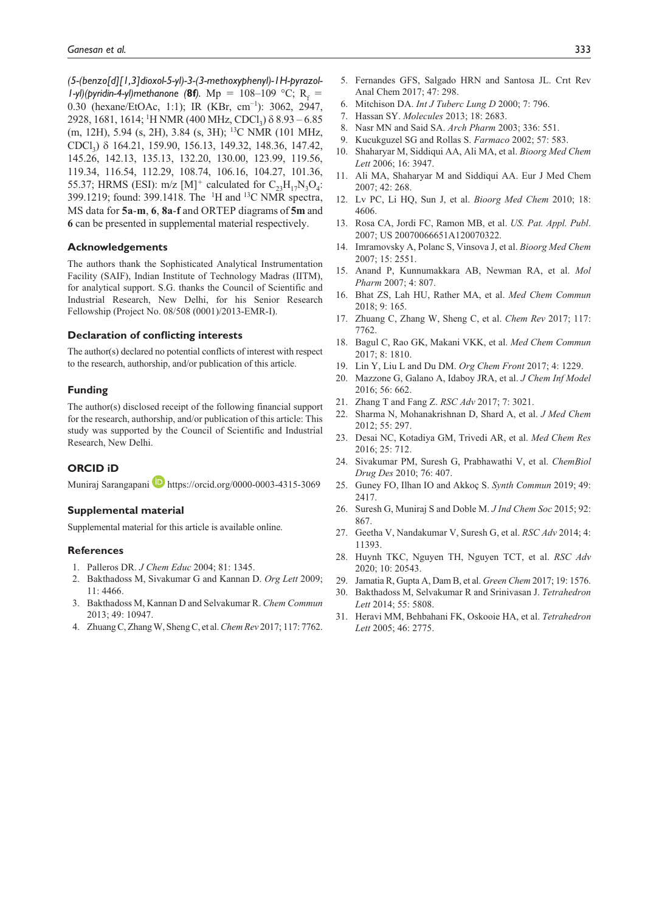*(5-(benzo[d][1,3]dioxol-5-yl)-3-(3-methoxyphenyl)-1H-pyrazol-1-yl)(pyridin-4-yl)methanone* (**8f**). Mp = 108–109 °C; $R_f$ = 0.30 (hexane/EtOAc, 1:1); IR (KBr, $cm^{-1}$): 3062, 2947, 2928, 1681, 1614; $^1H$ NMR (400 MHz, $CDCl_3$) δ 8.93 – 6.85 (m, 12H), 5.94 (s, 2H), 3.84 (s, 3H); $^{13}C$ NMR (101 MHz, $CDCl_3$) δ 164.21, 159.90, 156.13, 149.32, 148.36, 147.42, 145.26, 142.13, 135.13, 132.20, 130.00, 123.99, 119.56, 119.34, 116.54, 112.29, 108.74, 106.16, 104.27, 101.36, 55.37; HRMS (ESI): m/z $[M]^+$ calculated for $C_{23}H_{17}N_3O_4$: 399.1219; found: 399.1418. The $^1H$ and $^{13}C$ NMR spectra, MS data for **5a**-**m**, **6**, **8a**-**f** and ORTEP diagrams of **5m** and **6** can be presented in supplemental material respectively.

## Acknowledgements

The authors thank the Sophisticated Analytical Instrumentation Facility (SAIF), Indian Institute of Technology Madras (IITM), for analytical support. S.G. thanks the Council of Scientific and Industrial Research, New Delhi, for his Senior Research Fellowship (Project No. 08/508 (0001)/2013-EMR-I).

## Declaration of conflicting interests

The author(s) declared no potential conflicts of interest with respect to the research, authorship, and/or publication of this article.

## Funding

The author(s) disclosed receipt of the following financial support for the research, authorship, and/or publication of this article: This study was supported by the Council of Scientific and Industrial Research, New Delhi.

## ORCID iD

Muniraj Sarangapani https://orcid.org/0000-0003-4315-3069

## Supplemental material

Supplemental material for this article is available online.

## References

1. Palleros DR. *J Chem Educ* 2004; 81: 1345.
2. Bakthadoss M, Sivakumar G and Kannan D. *Org Lett* 2009; 11: 4466.
3. Bakthadoss M, Kannan D and Selvakumar R. *Chem Commun* 2013; 49: 10947.
4. Zhuang C, Zhang W, Sheng C, et al. *Chem Rev* 2017; 117: 7762.
5. Fernandes GFS, Salgado HRN and Santosa JL. Crıt Rev Anal Chem 2017; 47: 298.
6. Mitchison DA. *Int J Tuberc Lung D* 2000; 7: 796.
7. Hassan SY. *Molecules* 2013; 18: 2683.
8. Nasr MN and Said SA. *Arch Pharm* 2003; 336: 551.
9. Kucukguzel SG and Rollas S. *Farmaco* 2002; 57: 583.
10. Shaharyar M, Siddiqui AA, Ali MA, et al. *Bioorg Med Chem Lett* 2006; 16: 3947.
11. Ali MA, Shaharyar M and Siddiqui AA. Eur J Med Chem 2007; 42: 268.
12. Lv PC, Li HQ, Sun J, et al. *Bioorg Med Chem* 2010; 18: 4606.
13. Rosa CA, Jordi FC, Ramon MB, et al. *US. Pat. Appl. Publ*. 2007; US 20070066651A120070322.
14. Imramovsky A, Polanc S, Vinsova J, et al. *Bioorg Med Chem* 2007; 15: 2551.
15. Anand P, Kunnumakkara AB, Newman RA, et al. *Mol Pharm* 2007; 4: 807.
16. Bhat ZS, Lah HU, Rather MA, et al. *Med Chem Commun* 2018; 9: 165.
17. Zhuang C, Zhang W, Sheng C, et al. *Chem Rev* 2017; 117: 7762.
18. Bagul C, Rao GK, Makani VKK, et al. *Med Chem Commun* 2017; 8: 1810.
19. Lin Y, Liu L and Du DM. *Org Chem Front* 2017; 4: 1229.
20. Mazzone G, Galano A, Idaboy JRA, et al. *J Chem Inf Model* 2016; 56: 662.
21. Zhang T and Fang Z. *RSC Adv* 2017; 7: 3021.
22. Sharma N, Mohanakrishnan D, Shard A, et al. *J Med Chem* 2012; 55: 297.
23. Desai NC, Kotadiya GM, Trivedi AR, et al. *Med Chem Res* 2016; 25: 712.
24. Sivakumar PM, Suresh G, Prabhawathi V, et al. *ChemBiol Drug Des* 2010; 76: 407.
25. Guney FO, Ilhan IO and Akkoç S. *Synth Commun* 2019; 49: 2417.
26. Suresh G, Muniraj S and Doble M. *J Ind Chem Soc* 2015; 92: 867.
27. Geetha V, Nandakumar V, Suresh G, et al. *RSC Adv* 2014; 4: 11393.
28. Huynh TKC, Nguyen TH, Nguyen TCT, et al. *RSC Adv* 2020; 10: 20543.
29. Jamatia R, Gupta A, Dam B, et al. *Green Chem* 2017; 19: 1576.
30. Bakthadoss M, Selvakumar R and Srinivasan J. *Tetrahedron Lett* 2014; 55: 5808.
31. Heravi MM, Behbahani FK, Oskooie HA, et al. *Tetrahedron Lett* 2005; 46: 2775.